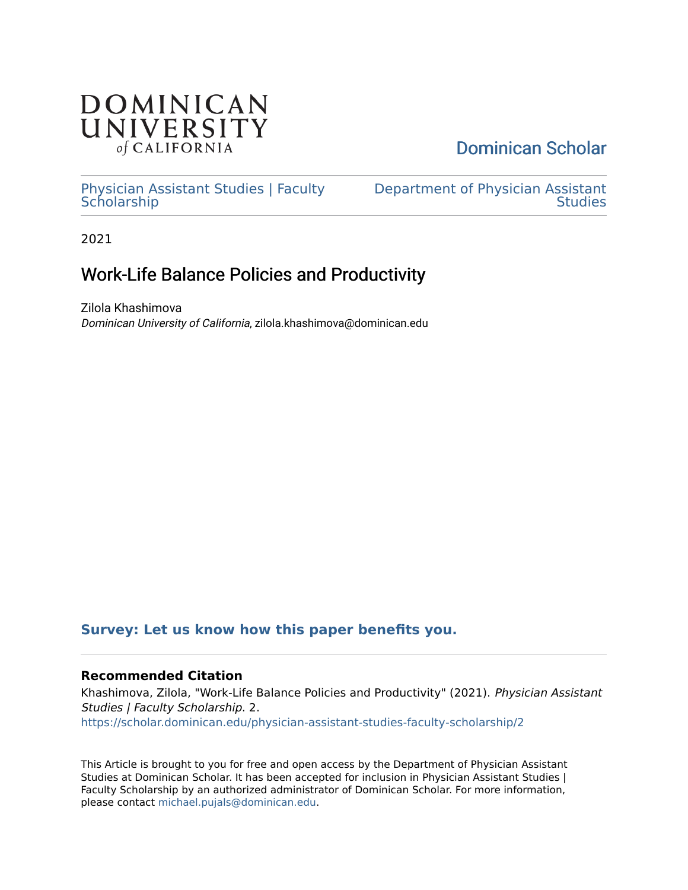DOMINICAN UNIVERSITY *of* CALIFORNIA

Dominican Scholar

Physician Assistant Studies | Faculty Scholarship

Department of Physician Assistant Studies

2021

# Work-Life Balance Policies and Productivity

Zilola Khashimova
*Dominican University of California*, zilola.khashimova@dominican.edu

**Survey: Let us know how this paper benefits you.**

**Recommended Citation**

Khashimova, Zilola, "Work-Life Balance Policies and Productivity" (2021). *Physician Assistant Studies | Faculty Scholarship*. 2.
https://scholar.dominican.edu/physician-assistant-studies-faculty-scholarship/2

This Article is brought to you for free and open access by the Department of Physician Assistant Studies at Dominican Scholar. It has been accepted for inclusion in Physician Assistant Studies | Faculty Scholarship by an authorized administrator of Dominican Scholar. For more information, please contact michael.pujals@dominican.edu.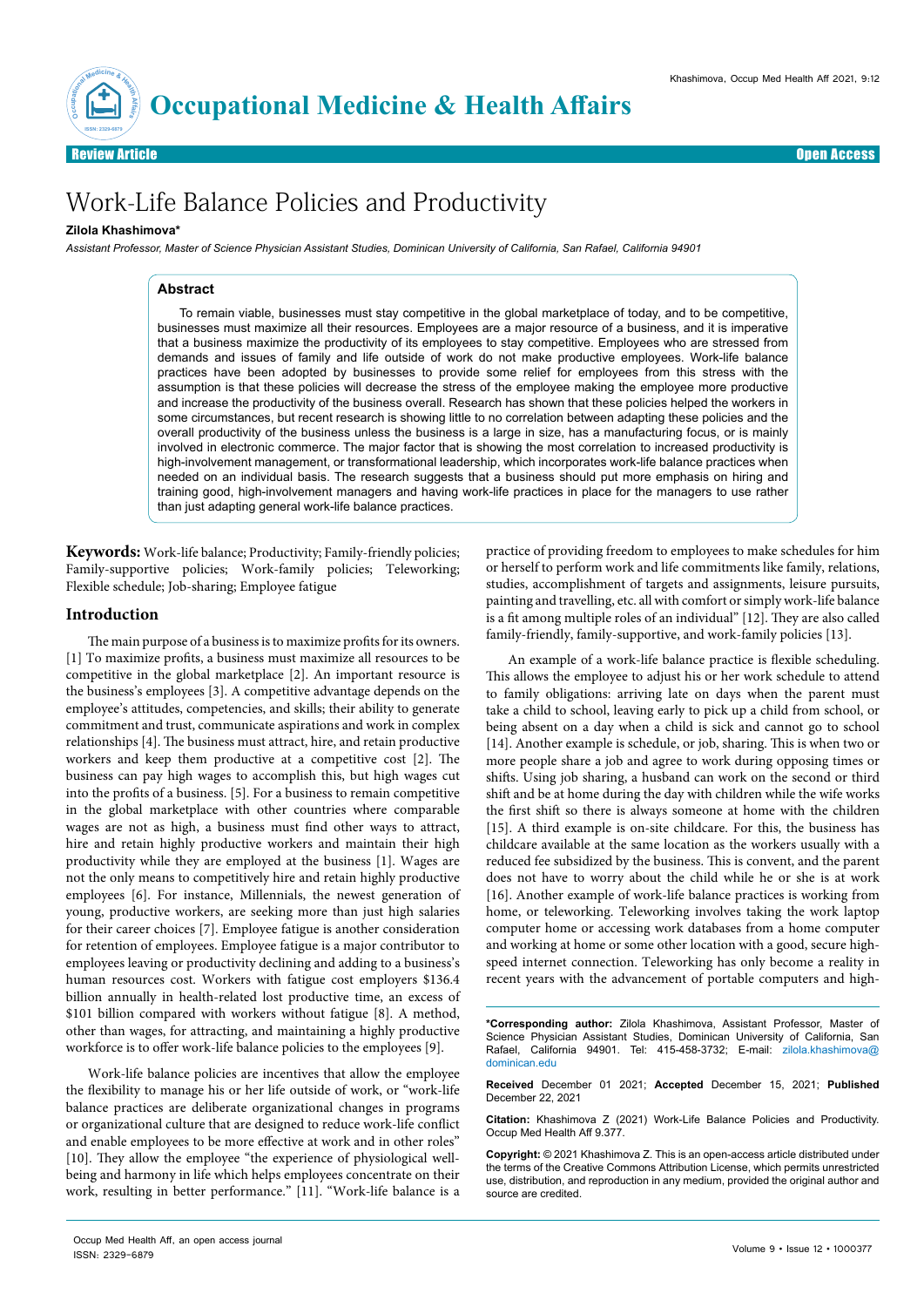# Work-Life Balance Policies and Productivity

**Zilola Khashimova***

*Assistant Professor, Master of Science Physician Assistant Studies, Dominican University of California, San Rafael, California 94901*

## Abstract

To remain viable, businesses must stay competitive in the global marketplace of today, and to be competitive, businesses must maximize all their resources. Employees are a major resource of a business, and it is imperative that a business maximize the productivity of its employees to stay competitive. Employees who are stressed from demands and issues of family and life outside of work do not make productive employees. Work-life balance practices have been adopted by businesses to provide some relief for employees from this stress with the assumption is that these policies will decrease the stress of the employee making the employee more productive and increase the productivity of the business overall. Research has shown that these policies helped the workers in some circumstances, but recent research is showing little to no correlation between adapting these policies and the overall productivity of the business unless the business is a large in size, has a manufacturing focus, or is mainly involved in electronic commerce. The major factor that is showing the most correlation to increased productivity is high-involvement management, or transformational leadership, which incorporates work-life balance practices when needed on an individual basis. The research suggests that a business should put more emphasis on hiring and training good, high-involvement managers and having work-life practices in place for the managers to use rather than just adapting general work-life balance practices.

**Keywords:** Work-life balance; Productivity; Family-friendly policies; Family-supportive policies; Work-family policies; Teleworking; Flexible schedule; Job-sharing; Employee fatigue

## Introduction

The main purpose of a business is to maximize profits for its owners. [1] To maximize profits, a business must maximize all resources to be competitive in the global marketplace [2]. An important resource is the business's employees [3]. A competitive advantage depends on the employee's attitudes, competencies, and skills; their ability to generate commitment and trust, communicate aspirations and work in complex relationships [4]. The business must attract, hire, and retain productive workers and keep them productive at a competitive cost [2]. The business can pay high wages to accomplish this, but high wages cut into the profits of a business. [5]. For a business to remain competitive in the global marketplace with other countries where comparable wages are not as high, a business must find other ways to attract, hire and retain highly productive workers and maintain their high productivity while they are employed at the business [1]. Wages are not the only means to competitively hire and retain highly productive employees [6]. For instance, Millennials, the newest generation of young, productive workers, are seeking more than just high salaries for their career choices [7]. Employee fatigue is another consideration for retention of employees. Employee fatigue is a major contributor to employees leaving or productivity declining and adding to a business's human resources cost. Workers with fatigue cost employers $136.4 billion annually in health-related lost productive time, an excess of $101 billion compared with workers without fatigue [8]. A method, other than wages, for attracting, and maintaining a highly productive workforce is to offer work-life balance policies to the employees [9].

Work-life balance policies are incentives that allow the employee the flexibility to manage his or her life outside of work, or "work-life balance practices are deliberate organizational changes in programs or organizational culture that are designed to reduce work-life conflict and enable employees to be more effective at work and in other roles" [10]. They allow the employee "the experience of physiological well-being and harmony in life which helps employees concentrate on their work, resulting in better performance." [11]. "Work-life balance is a practice of providing freedom to employees to make schedules for him or herself to perform work and life commitments like family, relations, studies, accomplishment of targets and assignments, leisure pursuits, painting and travelling, etc. all with comfort or simply work-life balance is a fit among multiple roles of an individual" [12]. They are also called family-friendly, family-supportive, and work-family policies [13].

An example of a work-life balance practice is flexible scheduling. This allows the employee to adjust his or her work schedule to attend to family obligations: arriving late on days when the parent must take a child to school, leaving early to pick up a child from school, or being absent on a day when a child is sick and cannot go to school [14]. Another example is schedule, or job, sharing. This is when two or more people share a job and agree to work during opposing times or shifts. Using job sharing, a husband can work on the second or third shift and be at home during the day with children while the wife works the first shift so there is always someone at home with the children [15]. A third example is on-site childcare. For this, the business has childcare available at the same location as the workers usually with a reduced fee subsidized by the business. This is convent, and the parent does not have to worry about the child while he or she is at work [16]. Another example of work-life balance practices is working from home, or teleworking. Teleworking involves taking the work laptop computer home or accessing work databases from a home computer and working at home or some other location with a good, secure high-speed internet connection. Teleworking has only become a reality in recent years with the advancement of portable computers and high-

**\*Corresponding author:** Zilola Khashimova, Assistant Professor, Master of Science Physician Assistant Studies, Dominican University of California, San Rafael, California 94901. Tel: 415-458-3732; E-mail: zilola.khashimova@dominican.edu

**Received** December 01 2021; **Accepted** December 15, 2021; **Published** December 22, 2021

**Citation:** Khashimova Z (2021) Work-Life Balance Policies and Productivity. Occup Med Health Aff 9.377.

**Copyright:** © 2021 Khashimova Z. This is an open-access article distributed under the terms of the Creative Commons Attribution License, which permits unrestricted use, distribution, and reproduction in any medium, provided the original author and source are credited.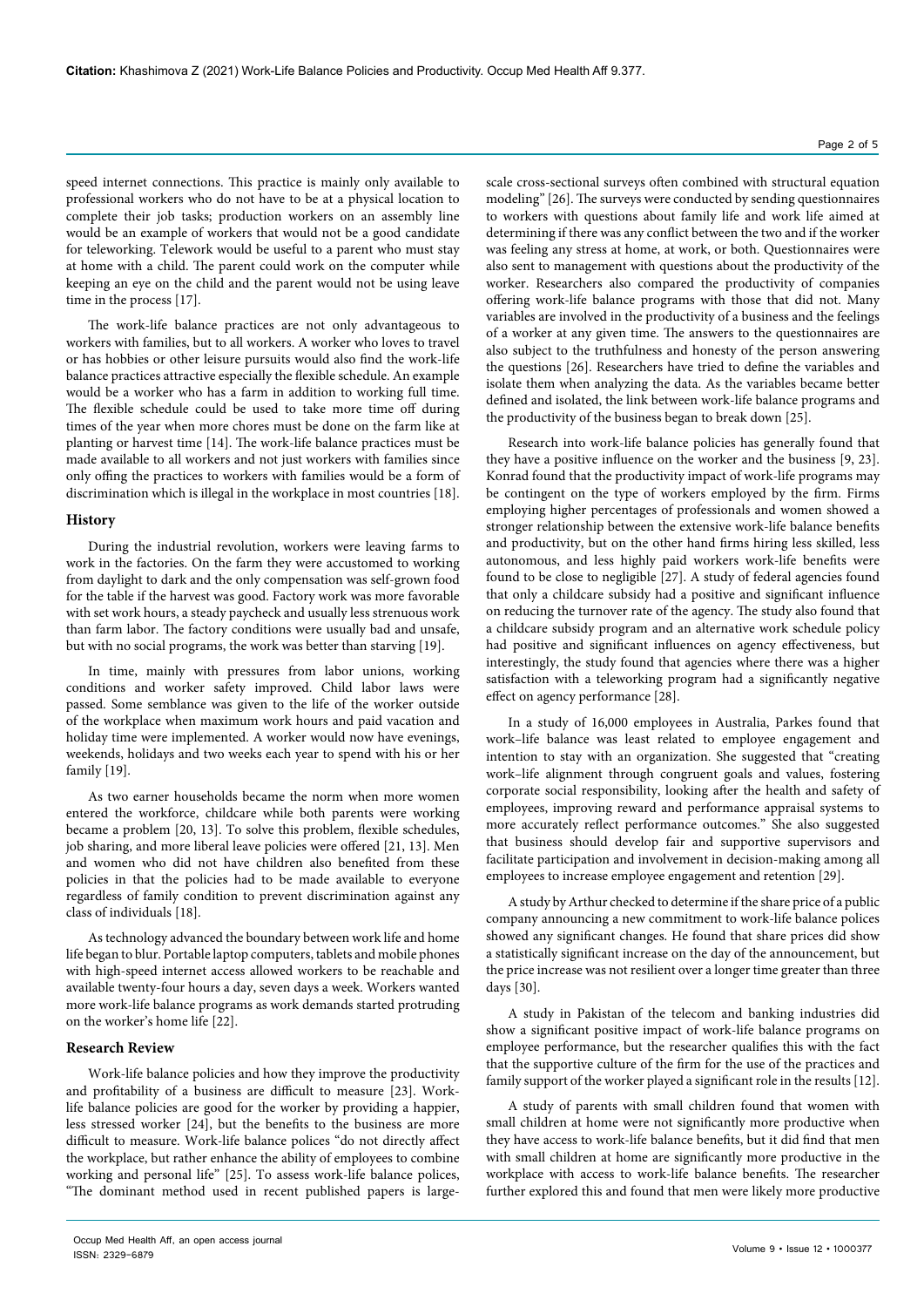speed internet connections. This practice is mainly only available to professional workers who do not have to be at a physical location to complete their job tasks; production workers on an assembly line would be an example of workers that would not be a good candidate for teleworking. Telework would be useful to a parent who must stay at home with a child. The parent could work on the computer while keeping an eye on the child and the parent would not be using leave time in the process [17].

The work-life balance practices are not only advantageous to workers with families, but to all workers. A worker who loves to travel or has hobbies or other leisure pursuits would also find the work-life balance practices attractive especially the flexible schedule. An example would be a worker who has a farm in addition to working full time. The flexible schedule could be used to take more time off during times of the year when more chores must be done on the farm like at planting or harvest time [14]. The work-life balance practices must be made available to all workers and not just workers with families since only offing the practices to workers with families would be a form of discrimination which is illegal in the workplace in most countries [18].

## History

During the industrial revolution, workers were leaving farms to work in the factories. On the farm they were accustomed to working from daylight to dark and the only compensation was self-grown food for the table if the harvest was good. Factory work was more favorable with set work hours, a steady paycheck and usually less strenuous work than farm labor. The factory conditions were usually bad and unsafe, but with no social programs, the work was better than starving [19].

In time, mainly with pressures from labor unions, working conditions and worker safety improved. Child labor laws were passed. Some semblance was given to the life of the worker outside of the workplace when maximum work hours and paid vacation and holiday time were implemented. A worker would now have evenings, weekends, holidays and two weeks each year to spend with his or her family [19].

As two earner households became the norm when more women entered the workforce, childcare while both parents were working became a problem [20, 13]. To solve this problem, flexible schedules, job sharing, and more liberal leave policies were offered [21, 13]. Men and women who did not have children also benefited from these policies in that the policies had to be made available to everyone regardless of family condition to prevent discrimination against any class of individuals [18].

As technology advanced the boundary between work life and home life began to blur. Portable laptop computers, tablets and mobile phones with high-speed internet access allowed workers to be reachable and available twenty-four hours a day, seven days a week. Workers wanted more work-life balance programs as work demands started protruding on the worker's home life [22].

## Research Review

Work-life balance policies and how they improve the productivity and profitability of a business are difficult to measure [23]. Work-life balance policies are good for the worker by providing a happier, less stressed worker [24], but the benefits to the business are more difficult to measure. Work-life balance polices "do not directly affect the workplace, but rather enhance the ability of employees to combine working and personal life" [25]. To assess work-life balance polices, "The dominant method used in recent published papers is large-scale cross-sectional surveys often combined with structural equation modeling" [26]. The surveys were conducted by sending questionnaires to workers with questions about family life and work life aimed at determining if there was any conflict between the two and if the worker was feeling any stress at home, at work, or both. Questionnaires were also sent to management with questions about the productivity of the worker. Researchers also compared the productivity of companies offering work-life balance programs with those that did not. Many variables are involved in the productivity of a business and the feelings of a worker at any given time. The answers to the questionnaires are also subject to the truthfulness and honesty of the person answering the questions [26]. Researchers have tried to define the variables and isolate them when analyzing the data. As the variables became better defined and isolated, the link between work-life balance programs and the productivity of the business began to break down [25].

Research into work-life balance policies has generally found that they have a positive influence on the worker and the business [9, 23]. Konrad found that the productivity impact of work-life programs may be contingent on the type of workers employed by the firm. Firms employing higher percentages of professionals and women showed a stronger relationship between the extensive work-life balance benefits and productivity, but on the other hand firms hiring less skilled, less autonomous, and less highly paid workers work-life benefits were found to be close to negligible [27]. A study of federal agencies found that only a childcare subsidy had a positive and significant influence on reducing the turnover rate of the agency. The study also found that a childcare subsidy program and an alternative work schedule policy had positive and significant influences on agency effectiveness, but interestingly, the study found that agencies where there was a higher satisfaction with a teleworking program had a significantly negative effect on agency performance [28].

In a study of 16,000 employees in Australia, Parkes found that work–life balance was least related to employee engagement and intention to stay with an organization. She suggested that "creating work–life alignment through congruent goals and values, fostering corporate social responsibility, looking after the health and safety of employees, improving reward and performance appraisal systems to more accurately reflect performance outcomes." She also suggested that business should develop fair and supportive supervisors and facilitate participation and involvement in decision-making among all employees to increase employee engagement and retention [29].

A study by Arthur checked to determine if the share price of a public company announcing a new commitment to work-life balance polices showed any significant changes. He found that share prices did show a statistically significant increase on the day of the announcement, but the price increase was not resilient over a longer time greater than three days [30].

A study in Pakistan of the telecom and banking industries did show a significant positive impact of work-life balance programs on employee performance, but the researcher qualifies this with the fact that the supportive culture of the firm for the use of the practices and family support of the worker played a significant role in the results [12].

A study of parents with small children found that women with small children at home were not significantly more productive when they have access to work-life balance benefits, but it did find that men with small children at home are significantly more productive in the workplace with access to work-life balance benefits. The researcher further explored this and found that men were likely more productive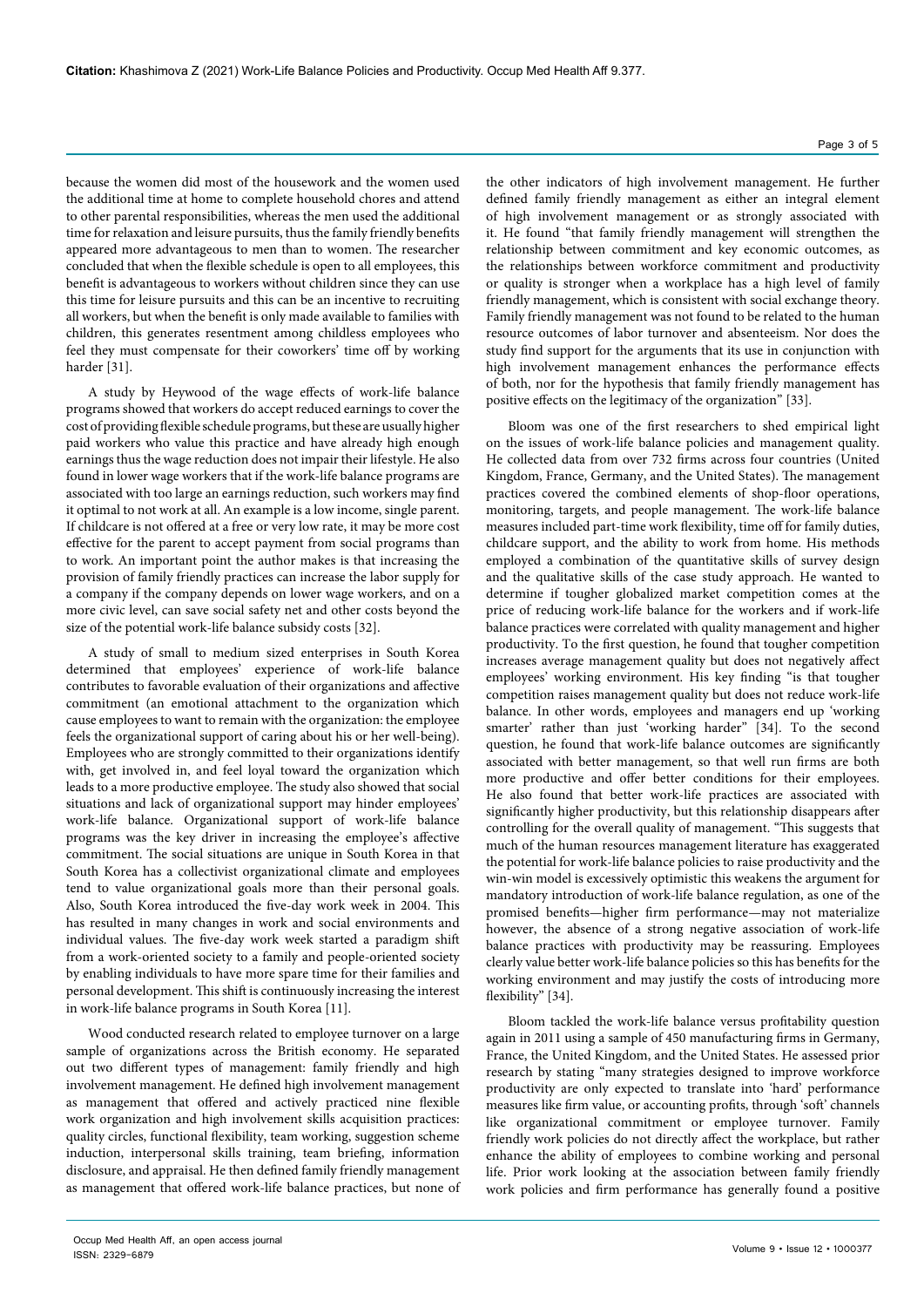because the women did most of the housework and the women used the additional time at home to complete household chores and attend to other parental responsibilities, whereas the men used the additional time for relaxation and leisure pursuits, thus the family friendly benefits appeared more advantageous to men than to women. The researcher concluded that when the flexible schedule is open to all employees, this benefit is advantageous to workers without children since they can use this time for leisure pursuits and this can be an incentive to recruiting all workers, but when the benefit is only made available to families with children, this generates resentment among childless employees who feel they must compensate for their coworkers' time off by working harder [31].

A study by Heywood of the wage effects of work-life balance programs showed that workers do accept reduced earnings to cover the cost of providing flexible schedule programs, but these are usually higher paid workers who value this practice and have already high enough earnings thus the wage reduction does not impair their lifestyle. He also found in lower wage workers that if the work-life balance programs are associated with too large an earnings reduction, such workers may find it optimal to not work at all. An example is a low income, single parent. If childcare is not offered at a free or very low rate, it may be more cost effective for the parent to accept payment from social programs than to work. An important point the author makes is that increasing the provision of family friendly practices can increase the labor supply for a company if the company depends on lower wage workers, and on a more civic level, can save social safety net and other costs beyond the size of the potential work-life balance subsidy costs [32].

A study of small to medium sized enterprises in South Korea determined that employees' experience of work-life balance contributes to favorable evaluation of their organizations and affective commitment (an emotional attachment to the organization which cause employees to want to remain with the organization: the employee feels the organizational support of caring about his or her well-being). Employees who are strongly committed to their organizations identify with, get involved in, and feel loyal toward the organization which leads to a more productive employee. The study also showed that social situations and lack of organizational support may hinder employees' work-life balance. Organizational support of work-life balance programs was the key driver in increasing the employee's affective commitment. The social situations are unique in South Korea in that South Korea has a collectivist organizational climate and employees tend to value organizational goals more than their personal goals. Also, South Korea introduced the five-day work week in 2004. This has resulted in many changes in work and social environments and individual values. The five-day work week started a paradigm shift from a work-oriented society to a family and people-oriented society by enabling individuals to have more spare time for their families and personal development. This shift is continuously increasing the interest in work-life balance programs in South Korea [11].

Wood conducted research related to employee turnover on a large sample of organizations across the British economy. He separated out two different types of management: family friendly and high involvement management. He defined high involvement management as management that offered and actively practiced nine flexible work organization and high involvement skills acquisition practices: quality circles, functional flexibility, team working, suggestion scheme induction, interpersonal skills training, team briefing, information disclosure, and appraisal. He then defined family friendly management as management that offered work-life balance practices, but none of the other indicators of high involvement management. He further defined family friendly management as either an integral element of high involvement management or as strongly associated with it. He found "that family friendly management will strengthen the relationship between commitment and key economic outcomes, as the relationships between workforce commitment and productivity or quality is stronger when a workplace has a high level of family friendly management, which is consistent with social exchange theory. Family friendly management was not found to be related to the human resource outcomes of labor turnover and absenteeism. Nor does the study find support for the arguments that its use in conjunction with high involvement management enhances the performance effects of both, nor for the hypothesis that family friendly management has positive effects on the legitimacy of the organization" [33].

Bloom was one of the first researchers to shed empirical light on the issues of work-life balance policies and management quality. He collected data from over 732 firms across four countries (United Kingdom, France, Germany, and the United States). The management practices covered the combined elements of shop-floor operations, monitoring, targets, and people management. The work-life balance measures included part-time work flexibility, time off for family duties, childcare support, and the ability to work from home. His methods employed a combination of the quantitative skills of survey design and the qualitative skills of the case study approach. He wanted to determine if tougher globalized market competition comes at the price of reducing work-life balance for the workers and if work-life balance practices were correlated with quality management and higher productivity. To the first question, he found that tougher competition increases average management quality but does not negatively affect employees' working environment. His key finding "is that tougher competition raises management quality but does not reduce work-life balance. In other words, employees and managers end up 'working smarter' rather than just 'working harder'" [34]. To the second question, he found that work-life balance outcomes are significantly associated with better management, so that well run firms are both more productive and offer better conditions for their employees. He also found that better work-life practices are associated with significantly higher productivity, but this relationship disappears after controlling for the overall quality of management. "This suggests that much of the human resources management literature has exaggerated the potential for work-life balance policies to raise productivity and the win-win model is excessively optimistic this weakens the argument for mandatory introduction of work-life balance regulation, as one of the promised benefits—higher firm performance—may not materialize however, the absence of a strong negative association of work-life balance practices with productivity may be reassuring. Employees clearly value better work-life balance policies so this has benefits for the working environment and may justify the costs of introducing more flexibility" [34].

Bloom tackled the work-life balance versus profitability question again in 2011 using a sample of 450 manufacturing firms in Germany, France, the United Kingdom, and the United States. He assessed prior research by stating "many strategies designed to improve workforce productivity are only expected to translate into 'hard' performance measures like firm value, or accounting profits, through 'soft' channels like organizational commitment or employee turnover. Family friendly work policies do not directly affect the workplace, but rather enhance the ability of employees to combine working and personal life. Prior work looking at the association between family friendly work policies and firm performance has generally found a positive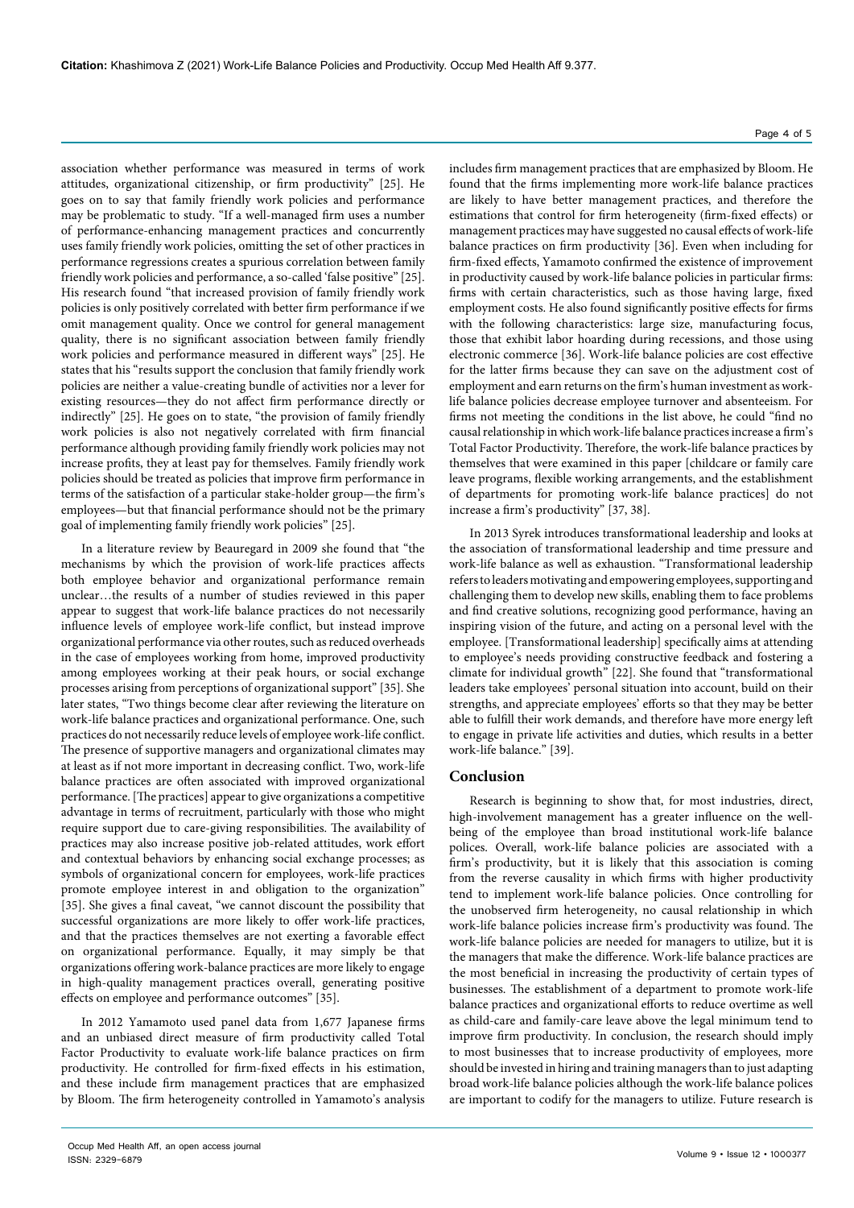association whether performance was measured in terms of work attitudes, organizational citizenship, or firm productivity" [25]. He goes on to say that family friendly work policies and performance may be problematic to study. "If a well-managed firm uses a number of performance-enhancing management practices and concurrently uses family friendly work policies, omitting the set of other practices in performance regressions creates a spurious correlation between family friendly work policies and performance, a so-called 'false positive'" [25]. His research found "that increased provision of family friendly work policies is only positively correlated with better firm performance if we omit management quality. Once we control for general management quality, there is no significant association between family friendly work policies and performance measured in different ways" [25]. He states that his "results support the conclusion that family friendly work policies are neither a value-creating bundle of activities nor a lever for existing resources—they do not affect firm performance directly or indirectly" [25]. He goes on to state, "the provision of family friendly work policies is also not negatively correlated with firm financial performance although providing family friendly work policies may not increase profits, they at least pay for themselves. Family friendly work policies should be treated as policies that improve firm performance in terms of the satisfaction of a particular stake-holder group—the firm's employees—but that financial performance should not be the primary goal of implementing family friendly work policies" [25].

In a literature review by Beauregard in 2009 she found that "the mechanisms by which the provision of work-life practices affects both employee behavior and organizational performance remain unclear…the results of a number of studies reviewed in this paper appear to suggest that work-life balance practices do not necessarily influence levels of employee work-life conflict, but instead improve organizational performance via other routes, such as reduced overheads in the case of employees working from home, improved productivity among employees working at their peak hours, or social exchange processes arising from perceptions of organizational support" [35]. She later states, "Two things become clear after reviewing the literature on work-life balance practices and organizational performance. One, such practices do not necessarily reduce levels of employee work-life conflict. The presence of supportive managers and organizational climates may at least as if not more important in decreasing conflict. Two, work-life balance practices are often associated with improved organizational performance. [The practices] appear to give organizations a competitive advantage in terms of recruitment, particularly with those who might require support due to care-giving responsibilities. The availability of practices may also increase positive job-related attitudes, work effort and contextual behaviors by enhancing social exchange processes; as symbols of organizational concern for employees, work-life practices promote employee interest in and obligation to the organization" [35]. She gives a final caveat, "we cannot discount the possibility that successful organizations are more likely to offer work-life practices, and that the practices themselves are not exerting a favorable effect on organizational performance. Equally, it may simply be that organizations offering work-balance practices are more likely to engage in high-quality management practices overall, generating positive effects on employee and performance outcomes" [35].

In 2012 Yamamoto used panel data from 1,677 Japanese firms and an unbiased direct measure of firm productivity called Total Factor Productivity to evaluate work-life balance practices on firm productivity. He controlled for firm-fixed effects in his estimation, and these include firm management practices that are emphasized by Bloom. The firm heterogeneity controlled in Yamamoto's analysis includes firm management practices that are emphasized by Bloom. He found that the firms implementing more work-life balance practices are likely to have better management practices, and therefore the estimations that control for firm heterogeneity (firm-fixed effects) or management practices may have suggested no causal effects of work-life balance practices on firm productivity [36]. Even when including for firm-fixed effects, Yamamoto confirmed the existence of improvement in productivity caused by work-life balance policies in particular firms: firms with certain characteristics, such as those having large, fixed employment costs. He also found significantly positive effects for firms with the following characteristics: large size, manufacturing focus, those that exhibit labor hoarding during recessions, and those using electronic commerce [36]. Work-life balance policies are cost effective for the latter firms because they can save on the adjustment cost of employment and earn returns on the firm's human investment as work-life balance policies decrease employee turnover and absenteeism. For firms not meeting the conditions in the list above, he could "find no causal relationship in which work-life balance practices increase a firm's Total Factor Productivity. Therefore, the work-life balance practices by themselves that were examined in this paper [childcare or family care leave programs, flexible working arrangements, and the establishment of departments for promoting work-life balance practices] do not increase a firm's productivity" [37, 38].

In 2013 Syrek introduces transformational leadership and looks at the association of transformational leadership and time pressure and work-life balance as well as exhaustion. "Transformational leadership refers to leaders motivating and empowering employees, supporting and challenging them to develop new skills, enabling them to face problems and find creative solutions, recognizing good performance, having an inspiring vision of the future, and acting on a personal level with the employee. [Transformational leadership] specifically aims at attending to employee's needs providing constructive feedback and fostering a climate for individual growth" [22]. She found that "transformational leaders take employees' personal situation into account, build on their strengths, and appreciate employees' efforts so that they may be better able to fulfill their work demands, and therefore have more energy left to engage in private life activities and duties, which results in a better work-life balance." [39].

## Conclusion

Research is beginning to show that, for most industries, direct, high-involvement management has a greater influence on the well-being of the employee than broad institutional work-life balance polices. Overall, work-life balance policies are associated with a firm's productivity, but it is likely that this association is coming from the reverse causality in which firms with higher productivity tend to implement work-life balance policies. Once controlling for the unobserved firm heterogeneity, no causal relationship in which work-life balance policies increase firm's productivity was found. The work-life balance policies are needed for managers to utilize, but it is the managers that make the difference. Work-life balance practices are the most beneficial in increasing the productivity of certain types of businesses. The establishment of a department to promote work-life balance practices and organizational efforts to reduce overtime as well as child-care and family-care leave above the legal minimum tend to improve firm productivity. In conclusion, the research should imply to most businesses that to increase productivity of employees, more should be invested in hiring and training managers than to just adapting broad work-life balance policies although the work-life balance polices are important to codify for the managers to utilize. Future research is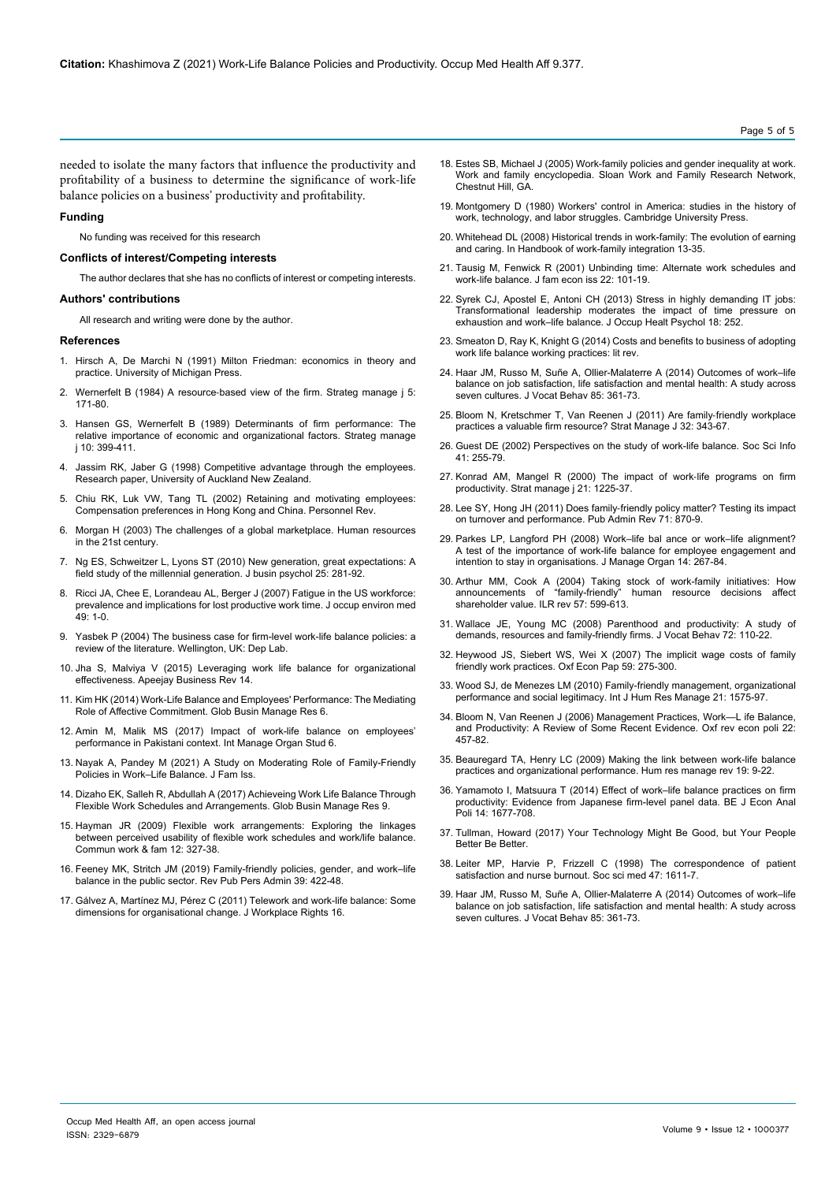needed to isolate the many factors that influence the productivity and profitability of a business to determine the significance of work-life balance policies on a business' productivity and profitability.

### Funding

No funding was received for this research

### Conflicts of interest/Competing interests

The author declares that she has no conflicts of interest or competing interests.

### Authors' contributions

All research and writing were done by the author.

### References

1. Hirsch A, De Marchi N (1991) Milton Friedman: economics in theory and practice. University of Michigan Press.
2. Wernerfelt B (1984) A resource-based view of the firm. Strateg manage j 5: 171-80.
3. Hansen GS, Wernerfelt B (1989) Determinants of firm performance: The relative importance of economic and organizational factors. Strateg manage j 10: 399-411.
4. Jassim RK, Jaber G (1998) Competitive advantage through the employees. Research paper, University of Auckland New Zealand.
5. Chiu RK, Luk VW, Tang TL (2002) Retaining and motivating employees: Compensation preferences in Hong Kong and China. Personnel Rev.
6. Morgan H (2003) The challenges of a global marketplace. Human resources in the 21st century.
7. Ng ES, Schweitzer L, Lyons ST (2010) New generation, great expectations: A field study of the millennial generation. J busin psychol 25: 281-92.
8. Ricci JA, Chee E, Lorandeau AL, Berger J (2007) Fatigue in the US workforce: prevalence and implications for lost productive work time. J occup environ med 49: 1-0.
9. Yasbek P (2004) The business case for firm-level work-life balance policies: a review of the literature. Wellington, UK: Dep Lab.
10. Jha S, Malviya V (2015) Leveraging work life balance for organizational effectiveness. Apeejay Business Rev 14.
11. Kim HK (2014) Work-Life Balance and Employees' Performance: The Mediating Role of Affective Commitment. Glob Busin Manage Res 6.
12. Amin M, Malik MS (2017) Impact of work-life balance on employees' performance in Pakistani context. Int Manage Organ Stud 6.
13. Nayak A, Pandey M (2021) A Study on Moderating Role of Family-Friendly Policies in Work–Life Balance. J Fam Iss.
14. Dizaho EK, Salleh R, Abdullah A (2017) Achieveing Work Life Balance Through Flexible Work Schedules and Arrangements. Glob Busin Manage Res 9.
15. Hayman JR (2009) Flexible work arrangements: Exploring the linkages between perceived usability of flexible work schedules and work/life balance. Commun work & fam 12: 327-38.
16. Feeney MK, Stritch JM (2019) Family-friendly policies, gender, and work–life balance in the public sector. Rev Pub Pers Admin 39: 422-48.
17. Gálvez A, Martínez MJ, Pérez C (2011) Telework and work-life balance: Some dimensions for organisational change. J Workplace Rights 16.
18. Estes SB, Michael J (2005) Work-family policies and gender inequality at work. Work and family encyclopedia. Sloan Work and Family Research Network, Chestnut Hill, GA.
19. Montgomery D (1980) Workers' control in America: studies in the history of work, technology, and labor struggles. Cambridge University Press.
20. Whitehead DL (2008) Historical trends in work-family: The evolution of earning and caring. In Handbook of work-family integration 13-35.
21. Tausig M, Fenwick R (2001) Unbinding time: Alternate work schedules and work-life balance. J fam econ iss 22: 101-19.
22. Syrek CJ, Apostel E, Antoni CH (2013) Stress in highly demanding IT jobs: Transformational leadership moderates the impact of time pressure on exhaustion and work–life balance. J Occup Healt Psychol 18: 252.
23. Smeaton D, Ray K, Knight G (2014) Costs and benefits to business of adopting work life balance working practices: lit rev.
24. Haar JM, Russo M, Suñe A, Ollier-Malaterre A (2014) Outcomes of work–life balance on job satisfaction, life satisfaction and mental health: A study across seven cultures. J Vocat Behav 85: 361-73.
25. Bloom N, Kretschmer T, Van Reenen J (2011) Are family-friendly workplace practices a valuable firm resource? Strat Manage J 32: 343-67.
26. Guest DE (2002) Perspectives on the study of work-life balance. Soc Sci Info 41: 255-79.
27. Konrad AM, Mangel R (2000) The impact of work-life programs on firm productivity. Strat manage j 21: 1225-37.
28. Lee SY, Hong JH (2011) Does family-friendly policy matter? Testing its impact on turnover and performance. Pub Admin Rev 71: 870-9.
29. Parkes LP, Langford PH (2008) Work–life bal ance or work–life alignment? A test of the importance of work-life balance for employee engagement and intention to stay in organisations. J Manage Organ 14: 267-84.
30. Arthur MM, Cook A (2004) Taking stock of work-family initiatives: How announcements of "family-friendly" human resource decisions affect shareholder value. ILR rev 57: 599-613.
31. Wallace JE, Young MC (2008) Parenthood and productivity: A study of demands, resources and family-friendly firms. J Vocat Behav 72: 110-22.
32. Heywood JS, Siebert WS, Wei X (2007) The implicit wage costs of family friendly work practices. Oxf Econ Pap 59: 275-300.
33. Wood SJ, de Menezes LM (2010) Family-friendly management, organizational performance and social legitimacy. Int J Hum Res Manage 21: 1575-97.
34. Bloom N, Van Reenen J (2006) Management Practices, Work—L ife Balance, and Productivity: A Review of Some Recent Evidence. Oxf rev econ poli 22: 457-82.
35. Beauregard TA, Henry LC (2009) Making the link between work-life balance practices and organizational performance. Hum res manage rev 19: 9-22.
36. Yamamoto I, Matsuura T (2014) Effect of work–life balance practices on firm productivity: Evidence from Japanese firm-level panel data. BE J Econ Anal Poli 14: 1677-708.
37. Tullman, Howard (2017) Your Technology Might Be Good, but Your People Better Be Better.
38. Leiter MP, Harvie P, Frizzell C (1998) The correspondence of patient satisfaction and nurse burnout. Soc sci med 47: 1611-7.
39. Haar JM, Russo M, Suñe A, Ollier-Malaterre A (2014) Outcomes of work–life balance on job satisfaction, life satisfaction and mental health: A study across seven cultures. J Vocat Behav 85: 361-73.